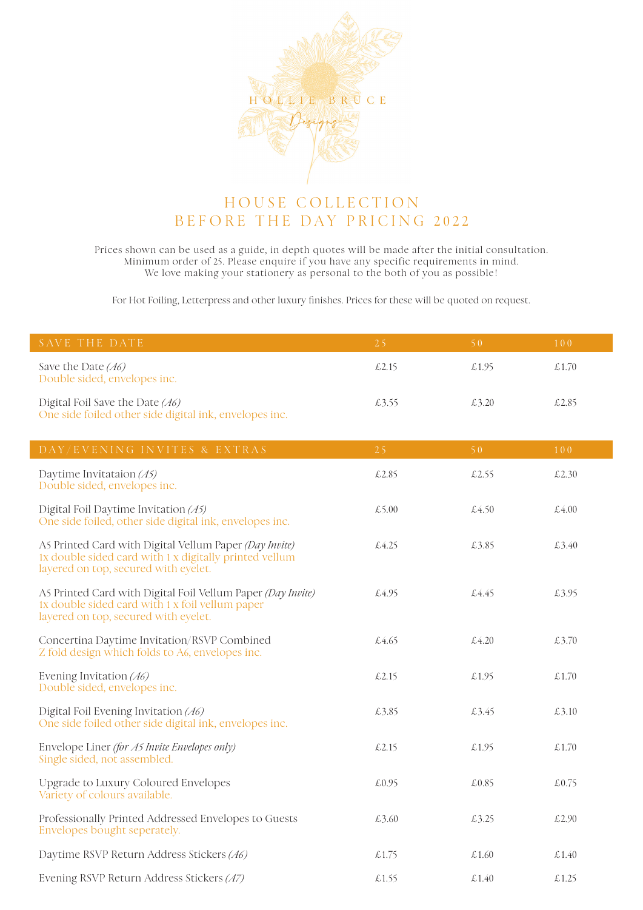HOLLIE BRUCE

Designs

# HOUSE COLLECTION
## BEFORE THE DAY PRICING 2022

Prices shown can be used as a guide, in depth quotes will be made after the initial consultation.
Minimum order of 25. Please enquire if you have any specific requirements in mind.
We love making your stationery as personal to the both of you as possible!

For Hot Foiling, Letterpress and other luxury finishes. Prices for these will be quoted on request.

| SAVE THE DATE | 25 | 50 | 100 |
|---|---|---|---|
| Save the Date *(A6)*<br>Double sided, envelopes inc. | £2.15 | £1.95 | £1.70 |
| Digital Foil Save the Date *(A6)*<br>One side foiled other side digital ink, envelopes inc. | £3.55 | £3.20 | £2.85 |

| DAY/EVENING INVITES & EXTRAS | 25 | 50 | 100 |
|---|---|---|---|
| Daytime Invitataion *(A5)*<br>Double sided, envelopes inc. | £2.85 | £2.55 | £2.30 |
| Digital Foil Daytime Invitation *(A5)*<br>One side foiled, other side digital ink, envelopes inc. | £5.00 | £4.50 | £4.00 |
| A5 Printed Card with Digital Vellum Paper *(Day Invite)*<br>1x double sided card with 1 x digitally printed vellum layered on top, secured with eyelet. | £4.25 | £3.85 | £3.40 |
| A5 Printed Card with Digital Foil Vellum Paper *(Day Invite)*<br>1x double sided card with 1 x foil vellum paper layered on top, secured with eyelet. | £4.95 | £4.45 | £3.95 |
| Concertina Daytime Invitation/RSVP Combined<br>Z fold design which folds to A6, envelopes inc. | £4.65 | £4.20 | £3.70 |
| Evening Invitation *(A6)*<br>Double sided, envelopes inc. | £2.15 | £1.95 | £1.70 |
| Digital Foil Evening Invitation *(A6)*<br>One side foiled other side digital ink, envelopes inc. | £3.85 | £3.45 | £3.10 |
| Envelope Liner *(for A5 Invite Envelopes only)*<br>Single sided, not assembled. | £2.15 | £1.95 | £1.70 |
| Upgrade to Luxury Coloured Envelopes<br>Variety of colours available. | £0.95 | £0.85 | £0.75 |
| Professionally Printed Addressed Envelopes to Guests<br>Envelopes bought seperately. | £3.60 | £3.25 | £2.90 |
| Daytime RSVP Return Address Stickers *(A6)* | £1.75 | £1.60 | £1.40 |
| Evening RSVP Return Address Stickers *(A7)* | £1.55 | £1.40 | £1.25 |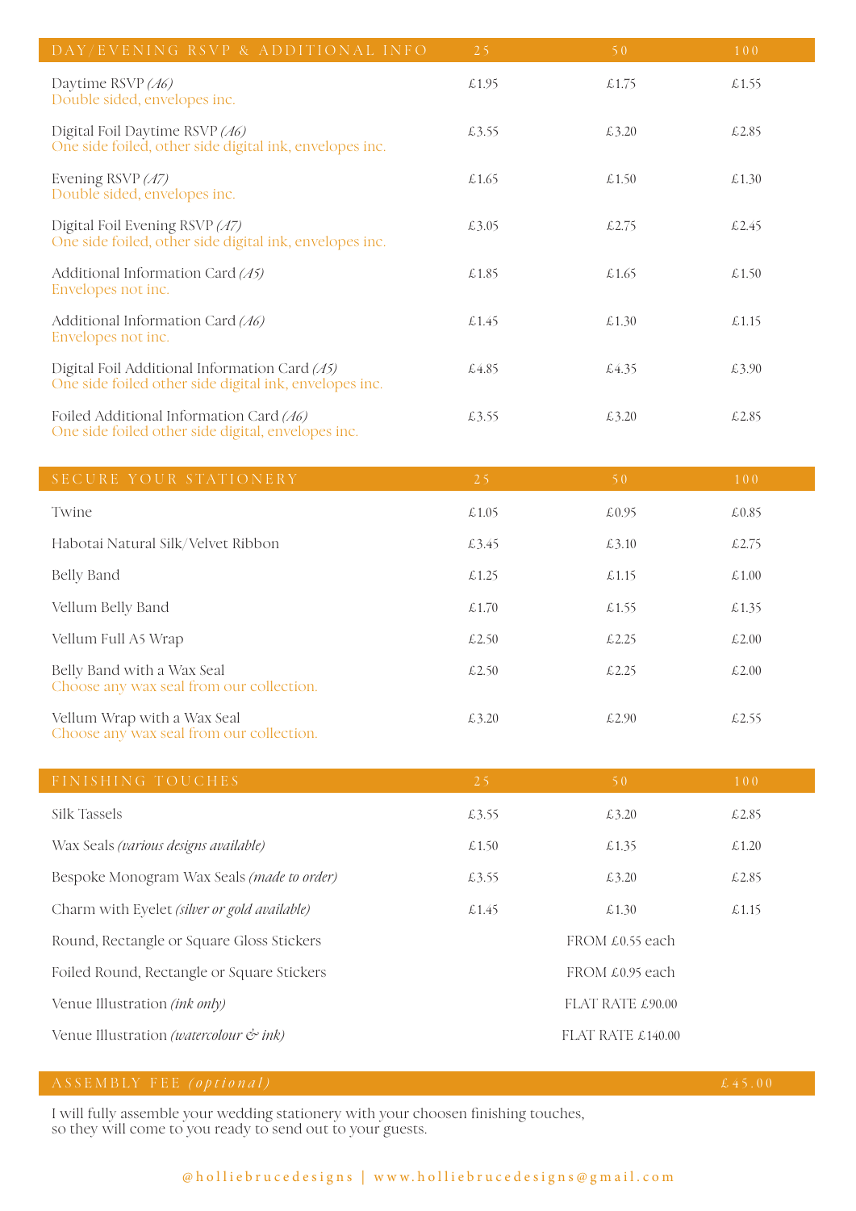| DAY/EVENING RSVP & ADDITIONAL INFO | 25 | 50 | 100 |
|---|---|---|---|
| Daytime RSVP *(A6)*<br>Double sided, envelopes inc. | £1.95 | £1.75 | £1.55 |
| Digital Foil Daytime RSVP *(A6)*<br>One side foiled, other side digital ink, envelopes inc. | £3.55 | £3.20 | £2.85 |
| Evening RSVP *(A7)*<br>Double sided, envelopes inc. | £1.65 | £1.50 | £1.30 |
| Digital Foil Evening RSVP *(A7)*<br>One side foiled, other side digital ink, envelopes inc. | £3.05 | £2.75 | £2.45 |
| Additional Information Card *(A5)*<br>Envelopes not inc. | £1.85 | £1.65 | £1.50 |
| Additional Information Card *(A6)*<br>Envelopes not inc. | £1.45 | £1.30 | £1.15 |
| Digital Foil Additional Information Card *(A5)*<br>One side foiled other side digital ink, envelopes inc. | £4.85 | £4.35 | £3.90 |
| Foiled Additional Information Card *(A6)*<br>One side foiled other side digital, envelopes inc. | £3.55 | £3.20 | £2.85 |

| SECURE YOUR STATIONERY | 25 | 50 | 100 |
|---|---|---|---|
| Twine | £1.05 | £0.95 | £0.85 |
| Habotai Natural Silk/Velvet Ribbon | £3.45 | £3.10 | £2.75 |
| Belly Band | £1.25 | £1.15 | £1.00 |
| Vellum Belly Band | £1.70 | £1.55 | £1.35 |
| Vellum Full A5 Wrap | £2.50 | £2.25 | £2.00 |
| Belly Band with a Wax Seal<br>Choose any wax seal from our collection. | £2.50 | £2.25 | £2.00 |
| Vellum Wrap with a Wax Seal<br>Choose any wax seal from our collection. | £3.20 | £2.90 | £2.55 |

| FINISHING TOUCHES | 25 | 50 | 100 |
|---|---|---|---|
| Silk Tassels | £3.55 | £3.20 | £2.85 |
| Wax Seals *(various designs available)* | £1.50 | £1.35 | £1.20 |
| Bespoke Monogram Wax Seals *(made to order)* | £3.55 | £3.20 | £2.85 |
| Charm with Eyelet *(silver or gold available)* | £1.45 | £1.30 | £1.15 |
| Round, Rectangle or Square Gloss Stickers | | FROM £0.55 each | |
| Foiled Round, Rectangle or Square Stickers | | FROM £0.95 each | |
| Venue Illustration *(ink only)* | | FLAT RATE £90.00 | |
| Venue Illustration *(watercolour & ink)* | | FLAT RATE £140.00 | |

## ASSEMBLY FEE *(optional)* — £45.00

I will fully assemble your wedding stationery with your choosen finishing touches, so they will come to you ready to send out to your guests.

@holliebrucedesigns | www.holliebrucedesigns@gmail.com